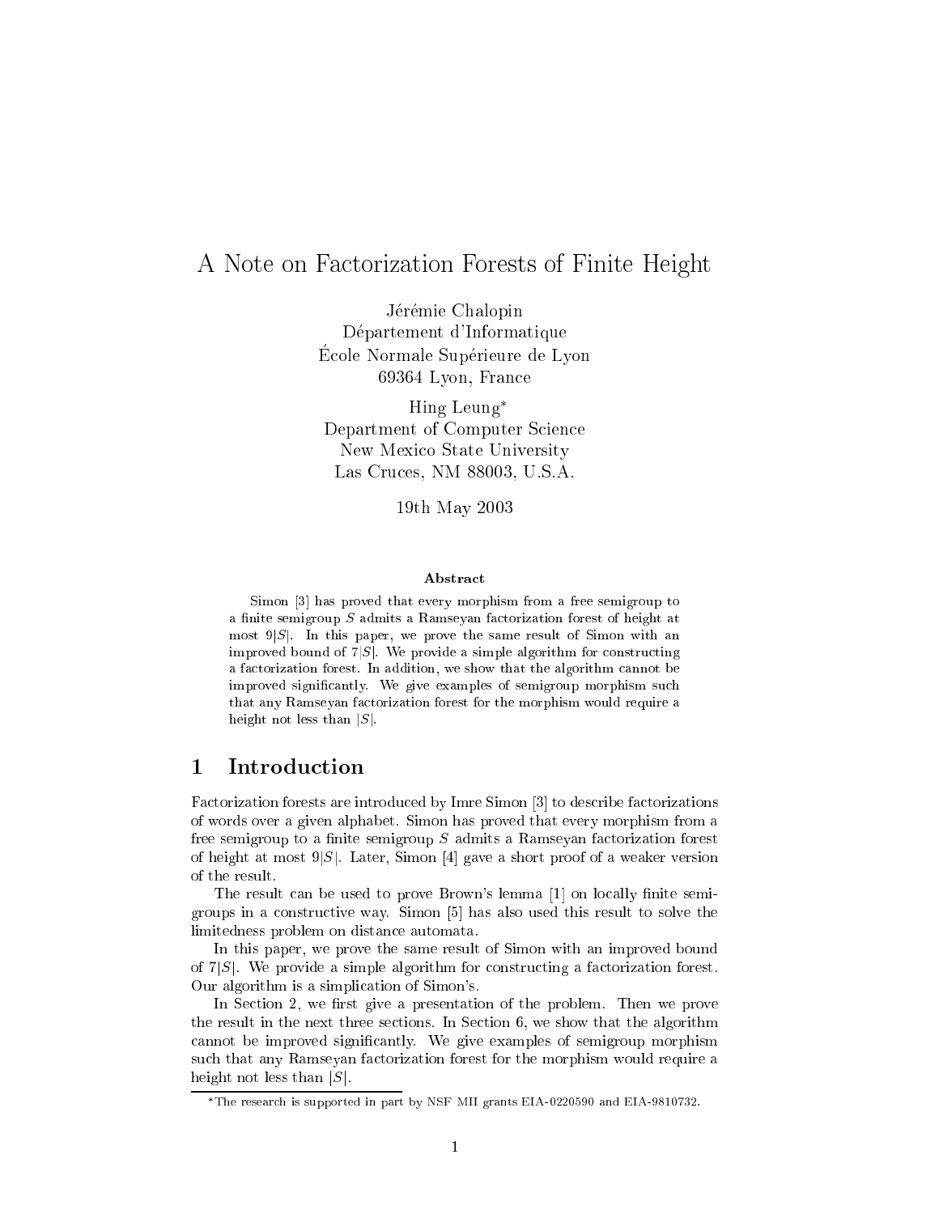# A Note on Factorization Forests of Finite Height

Jérémie Chalopin
Département d'Informatique
École Normale Supérieure de Lyon
69364 Lyon, France

Hing Leung*
Department of Computer Science
New Mexico State University
Las Cruces, NM 88003, U.S.A.

19th May 2003

### Abstract

Simon [3] has proved that every morphism from a free semigroup to a finite semigroup $S$ admits a Ramseyan factorization forest of height at most $9|S|$. In this paper, we prove the same result of Simon with an improved bound of $7|S|$. We provide a simple algorithm for constructing a factorization forest. In addition, we show that the algorithm cannot be improved significantly. We give examples of semigroup morphism such that any Ramseyan factorization forest for the morphism would require a height not less than $|S|$.

## 1 Introduction

Factorization forests are introduced by Imre Simon [3] to describe factorizations of words over a given alphabet. Simon has proved that every morphism from a free semigroup to a finite semigroup $S$ admits a Ramseyan factorization forest of height at most $9|S|$. Later, Simon [4] gave a short proof of a weaker version of the result.

The result can be used to prove Brown's lemma [1] on locally finite semigroups in a constructive way. Simon [5] has also used this result to solve the limitedness problem on distance automata.

In this paper, we prove the same result of Simon with an improved bound of $7|S|$. We provide a simple algorithm for constructing a factorization forest. Our algorithm is a simplication of Simon's.

In Section 2, we first give a presentation of the problem. Then we prove the result in the next three sections. In Section 6, we show that the algorithm cannot be improved significantly. We give examples of semigroup morphism such that any Ramseyan factorization forest for the morphism would require a height not less than $|S|$.

*The research is supported in part by NSF MII grants EIA-0220590 and EIA-9810732.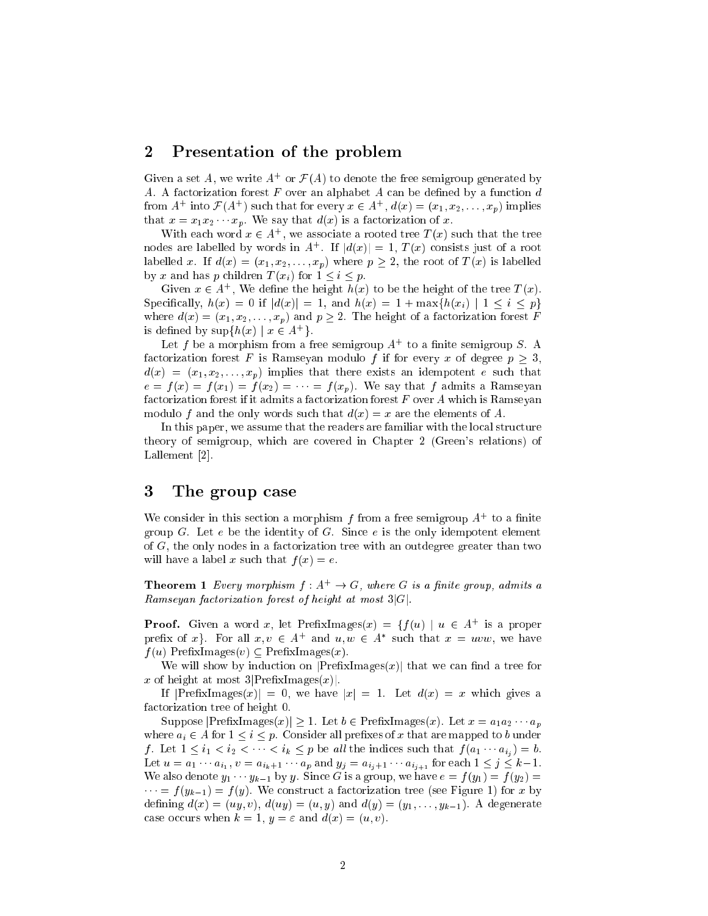## 2 Presentation of the problem

Given a set $A$, we write $A^+$ or $\mathcal{F}(A)$ to denote the free semigroup generated by $A$. A factorization forest $F$ over an alphabet $A$ can be defined by a function $d$ from $A^+$ into $\mathcal{F}(A^+)$ such that for every $x \in A^+$, $d(x) = (x_1, x_2, \ldots, x_p)$ implies that $x = x_1 x_2 \cdots x_p$. We say that $d(x)$ is a factorization of $x$.

With each word $x \in A^+$, we associate a rooted tree $T(x)$ such that the tree nodes are labelled by words in $A^+$. If $|d(x)| = 1$, $T(x)$ consists just of a root labelled $x$. If $d(x) = (x_1, x_2, \ldots, x_p)$ where $p \geq 2$, the root of $T(x)$ is labelled by $x$ and has $p$ children $T(x_i)$ for $1 \leq i \leq p$.

Given $x \in A^+$, We define the height $h(x)$ to be the height of the tree $T(x)$. Specifically, $h(x) = 0$ if $|d(x)| = 1$, and $h(x) = 1 + \max\{h(x_i) \mid 1 \leq i \leq p\}$ where $d(x) = (x_1, x_2, \ldots, x_p)$ and $p \geq 2$. The height of a factorization forest $F$ is defined by $\sup\{h(x) \mid x \in A^+\}$.

Let $f$ be a morphism from a free semigroup $A^+$ to a finite semigroup $S$. A factorization forest $F$ is Ramseyan modulo $f$ if for every $x$ of degree $p \geq 3$, $d(x) = (x_1, x_2, \ldots, x_p)$ implies that there exists an idempotent $e$ such that $e = f(x) = f(x_1) = f(x_2) = \cdots = f(x_p)$. We say that $f$ admits a Ramseyan factorization forest if it admits a factorization forest $F$ over $A$ which is Ramseyan modulo $f$ and the only words such that $d(x) = x$ are the elements of $A$.

In this paper, we assume that the readers are familiar with the local structure theory of semigroup, which are covered in Chapter 2 (Green's relations) of Lallement [2].

## 3 The group case

We consider in this section a morphism $f$ from a free semigroup $A^+$ to a finite group $G$. Let $e$ be the identity of $G$. Since $e$ is the only idempotent element of $G$, the only nodes in a factorization tree with an outdegree greater than two will have a label $x$ such that $f(x) = e$.

**Theorem 1** *Every morphism $f : A^+ \to G$, where $G$ is a finite group, admits a Ramseyan factorization forest of height at most $3|G|$.*

**Proof.** Given a word $x$, let $\mathrm{PrefixImages}(x) = \{f(u) \mid u \in A^+$ is a proper prefix of $x\}$. For all $x, v \in A^+$ and $u, w \in A^*$ such that $x = uvw$, we have $f(u)\,\mathrm{PrefixImages}(v) \subseteq \mathrm{PrefixImages}(x)$.

We will show by induction on $|\mathrm{PrefixImages}(x)|$ that we can find a tree for $x$ of height at most $3|\mathrm{PrefixImages}(x)|$.

If $|\mathrm{PrefixImages}(x)| = 0$, we have $|x| = 1$. Let $d(x) = x$ which gives a factorization tree of height 0.

Suppose $|\mathrm{PrefixImages}(x)| \geq 1$. Let $b \in \mathrm{PrefixImages}(x)$. Let $x = a_1 a_2 \cdots a_p$ where $a_i \in A$ for $1 \leq i \leq p$. Consider all prefixes of $x$ that are mapped to $b$ under $f$. Let $1 \leq i_1 < i_2 < \cdots < i_k \leq p$ be *all* the indices such that $f(a_1 \cdots a_{i_j}) = b$. Let $u = a_1 \cdots a_{i_1}$, $v = a_{i_k+1} \cdots a_p$ and $y_j = a_{i_j+1} \cdots a_{i_{j+1}}$ for each $1 \leq j \leq k-1$. We also denote $y_1 \cdots y_{k-1}$ by $y$. Since $G$ is a group, we have $e = f(y_1) = f(y_2) = \cdots = f(y_{k-1}) = f(y)$. We construct a factorization tree (see Figure 1) for $x$ by defining $d(x) = (uy, v)$, $d(uy) = (u, y)$ and $d(y) = (y_1, \ldots, y_{k-1})$. A degenerate case occurs when $k = 1$, $y = \varepsilon$ and $d(x) = (u, v)$.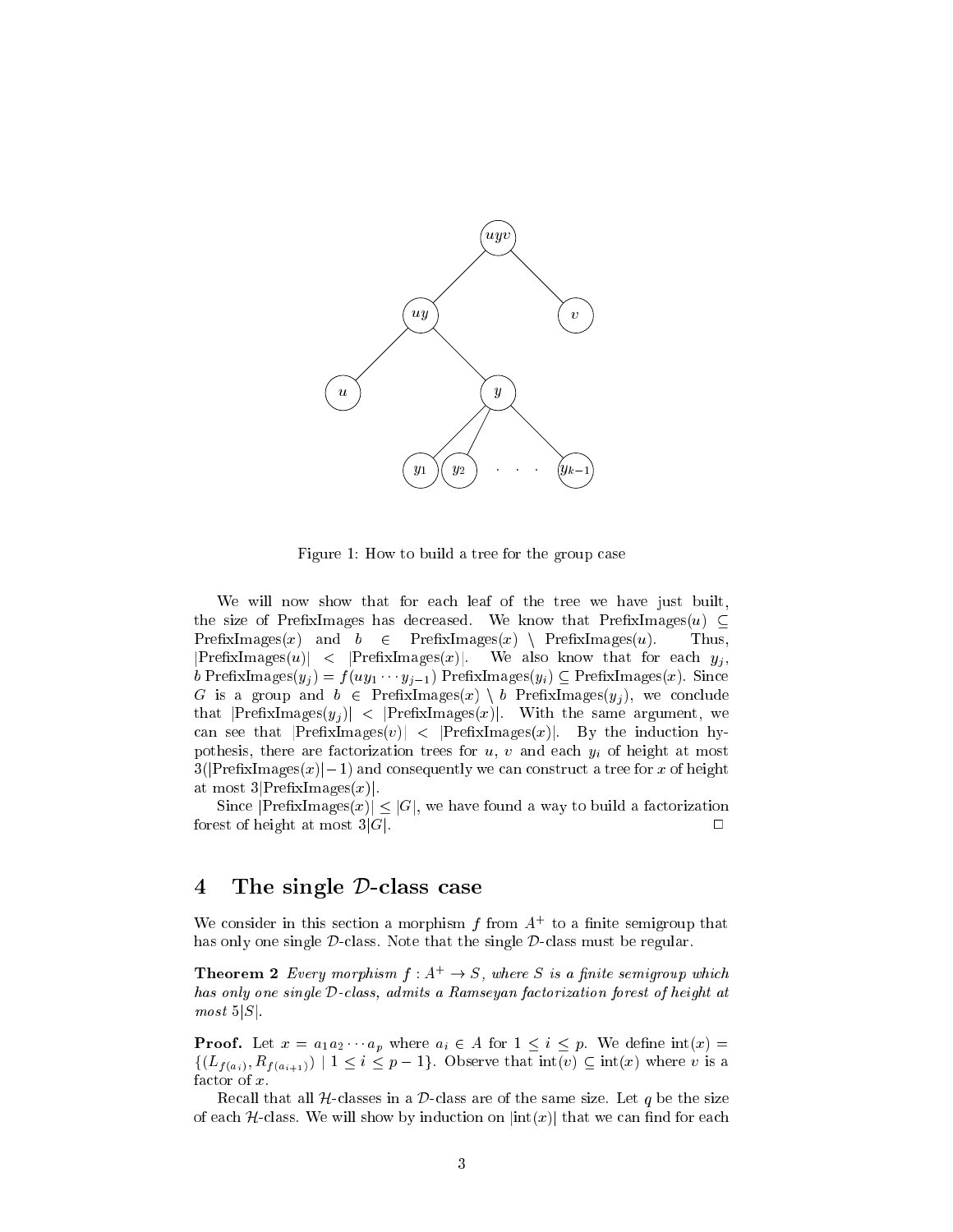Figure 1: How to build a tree for the group case

We will now show that for each leaf of the tree we have just built, the size of PrefixImages has decreased. We know that $\text{PrefixImages}(u) \subseteq \text{PrefixImages}(x)$ and $b \in \text{PrefixImages}(x) \setminus \text{PrefixImages}(u)$. Thus, $|\text{PrefixImages}(u)| < |\text{PrefixImages}(x)|$. We also know that for each $y_j$, $b\,\text{PrefixImages}(y_j) = f(uy_1 \cdots y_{j-1})\,\text{PrefixImages}(y_i) \subseteq \text{PrefixImages}(x)$. Since $G$ is a group and $b \in \text{PrefixImages}(x) \setminus b\,\text{PrefixImages}(y_j)$, we conclude that $|\text{PrefixImages}(y_j)| < |\text{PrefixImages}(x)|$. With the same argument, we can see that $|\text{PrefixImages}(v)| < |\text{PrefixImages}(x)|$. By the induction hypothesis, there are factorization trees for $u$, $v$ and each $y_i$ of height at most $3(|\text{PrefixImages}(x)|-1)$ and consequently we can construct a tree for $x$ of height at most $3|\text{PrefixImages}(x)|$.

Since $|\text{PrefixImages}(x)| \leq |G|$, we have found a way to build a factorization forest of height at most $3|G|$. $\square$

## 4 The single $\mathcal{D}$-class case

We consider in this section a morphism $f$ from $A^+$ to a finite semigroup that has only one single $\mathcal{D}$-class. Note that the single $\mathcal{D}$-class must be regular.

**Theorem 2** *Every morphism $f : A^+ \to S$, where $S$ is a finite semigroup which has only one single $\mathcal{D}$-class, admits a Ramseyan factorization forest of height at most $5|S|$.*

**Proof.** Let $x = a_1 a_2 \cdots a_p$ where $a_i \in A$ for $1 \leq i \leq p$. We define $\text{int}(x) = \{(L_{f(a_i)}, R_{f(a_{i+1})}) \mid 1 \leq i \leq p-1\}$. Observe that $\text{int}(v) \subseteq \text{int}(x)$ where $v$ is a factor of $x$.

Recall that all $\mathcal{H}$-classes in a $\mathcal{D}$-class are of the same size. Let $q$ be the size of each $\mathcal{H}$-class. We will show by induction on $|\text{int}(x)|$ that we can find for each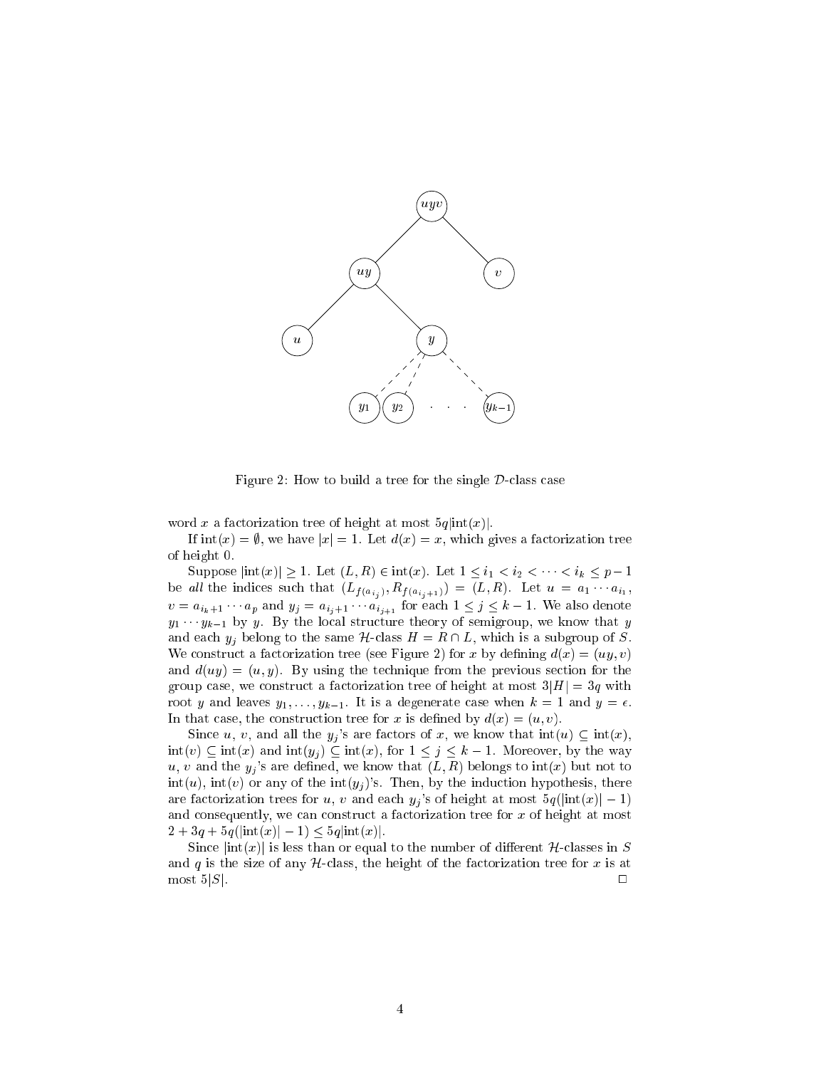Figure 2: How to build a tree for the single $\mathcal{D}$-class case

word $x$ a factorization tree of height at most $5q|\text{int}(x)|$.

If $\text{int}(x) = \emptyset$, we have $|x| = 1$. Let $d(x) = x$, which gives a factorization tree of height 0.

Suppose $|\text{int}(x)| \geq 1$. Let $(L, R) \in \text{int}(x)$. Let $1 \leq i_1 < i_2 < \cdots < i_k \leq p-1$ be *all* the indices such that $(L_{f(a_{i_j})}, R_{f(a_{i_j+1})}) = (L, R)$. Let $u = a_1 \cdots a_{i_1}$, $v = a_{i_k+1} \cdots a_p$ and $y_j = a_{i_j+1} \cdots a_{i_{j+1}}$ for each $1 \leq j \leq k-1$. We also denote $y_1 \cdots y_{k-1}$ by $y$. By the local structure theory of semigroup, we know that $y$ and each $y_j$ belong to the same $\mathcal{H}$-class $H = R \cap L$, which is a subgroup of $S$. We construct a factorization tree (see Figure 2) for $x$ by defining $d(x) = (uy, v)$ and $d(uy) = (u, y)$. By using the technique from the previous section for the group case, we construct a factorization tree of height at most $3|H| = 3q$ with root $y$ and leaves $y_1, \ldots, y_{k-1}$. It is a degenerate case when $k = 1$ and $y = \epsilon$. In that case, the construction tree for $x$ is defined by $d(x) = (u, v)$.

Since $u$, $v$, and all the $y_j$'s are factors of $x$, we know that $\text{int}(u) \subseteq \text{int}(x)$, $\text{int}(v) \subseteq \text{int}(x)$ and $\text{int}(y_j) \subseteq \text{int}(x)$, for $1 \leq j \leq k-1$. Moreover, by the way $u$, $v$ and the $y_j$'s are defined, we know that $(L, R)$ belongs to $\text{int}(x)$ but not to $\text{int}(u)$, $\text{int}(v)$ or any of the $\text{int}(y_j)$'s. Then, by the induction hypothesis, there are factorization trees for $u$, $v$ and each $y_j$'s of height at most $5q(|\text{int}(x)| - 1)$ and consequently, we can construct a factorization tree for $x$ of height at most $2 + 3q + 5q(|\text{int}(x)| - 1) \leq 5q|\text{int}(x)|$.

Since $|\text{int}(x)|$ is less than or equal to the number of different $\mathcal{H}$-classes in $S$ and $q$ is the size of any $\mathcal{H}$-class, the height of the factorization tree for $x$ is at most $5|S|$. $\square$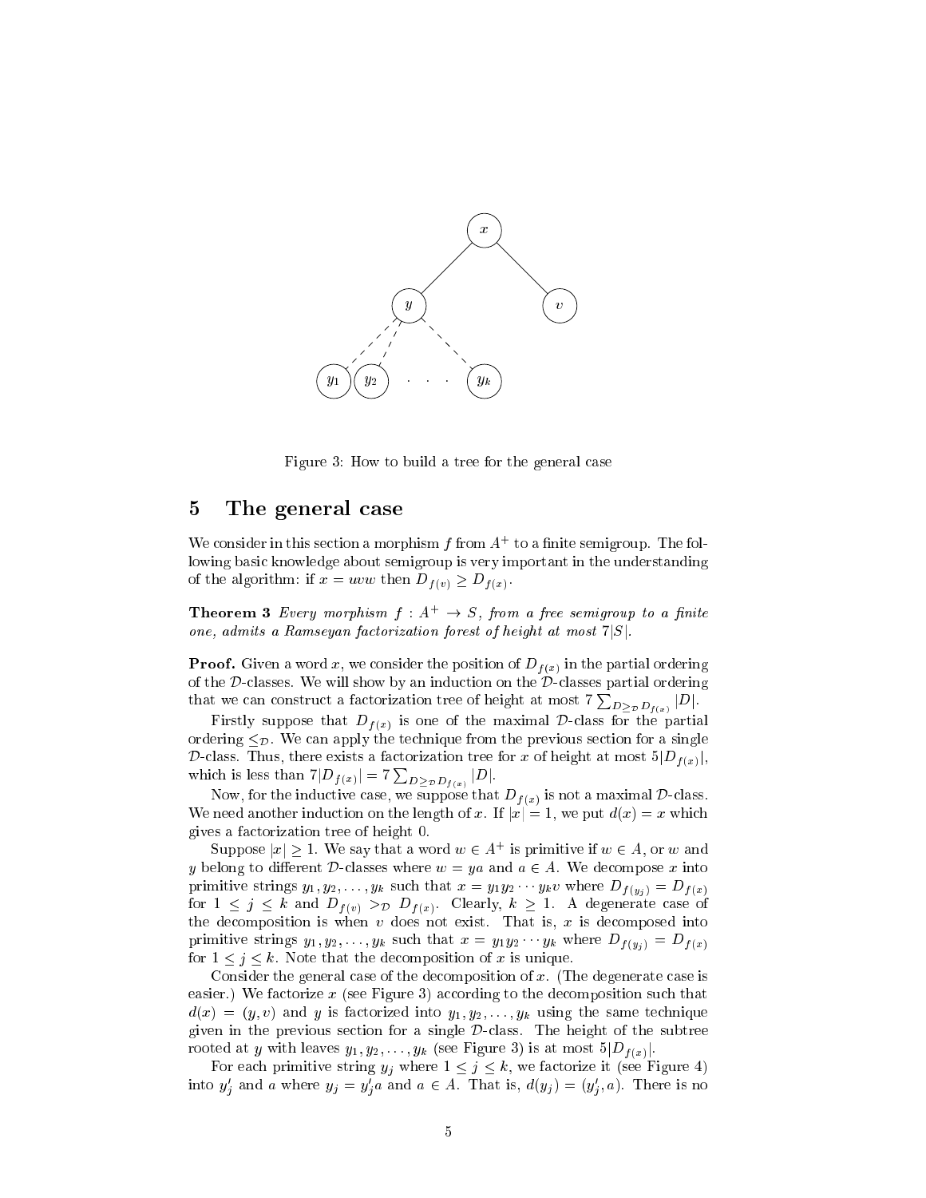Figure 3: How to build a tree for the general case

## 5 The general case

We consider in this section a morphism $f$ from $A^+$ to a finite semigroup. The following basic knowledge about semigroup is very important in the understanding of the algorithm: if $x = uvw$ then $D_{f(v)} \geq D_{f(x)}$.

**Theorem 3** *Every morphism $f : A^+ \to S$, from a free semigroup to a finite one, admits a Ramseyan factorization forest of height at most $7|S|$.*

**Proof.** Given a word $x$, we consider the position of $D_{f(x)}$ in the partial ordering of the $\mathcal{D}$-classes. We will show by an induction on the $\mathcal{D}$-classes partial ordering that we can construct a factorization tree of height at most $7 \sum_{D \geq_{\mathcal{D}} D_{f(x)}} |D|$.

Firstly suppose that $D_{f(x)}$ is one of the maximal $\mathcal{D}$-class for the partial ordering $\leq_{\mathcal{D}}$. We can apply the technique from the previous section for a single $\mathcal{D}$-class. Thus, there exists a factorization tree for $x$ of height at most $5|D_{f(x)}|$, which is less than $7|D_{f(x)}| = 7 \sum_{D \geq_{\mathcal{D}} D_{f(x)}} |D|$.

Now, for the inductive case, we suppose that $D_{f(x)}$ is not a maximal $\mathcal{D}$-class. We need another induction on the length of $x$. If $|x| = 1$, we put $d(x) = x$ which gives a factorization tree of height 0.

Suppose $|x| \geq 1$. We say that a word $w \in A^+$ is primitive if $w \in A$, or $w$ and $y$ belong to different $\mathcal{D}$-classes where $w = ya$ and $a \in A$. We decompose $x$ into primitive strings $y_1, y_2, \ldots, y_k$ such that $x = y_1 y_2 \cdots y_k v$ where $D_{f(y_j)} = D_{f(x)}$ for $1 \leq j \leq k$ and $D_{f(v)} >_{\mathcal{D}} D_{f(x)}$. Clearly, $k \geq 1$. A degenerate case of the decomposition is when $v$ does not exist. That is, $x$ is decomposed into primitive strings $y_1, y_2, \ldots, y_k$ such that $x = y_1 y_2 \cdots y_k$ where $D_{f(y_j)} = D_{f(x)}$ for $1 \leq j \leq k$. Note that the decomposition of $x$ is unique.

Consider the general case of the decomposition of $x$. (The degenerate case is easier.) We factorize $x$ (see Figure 3) according to the decomposition such that $d(x) = (y, v)$ and $y$ is factorized into $y_1, y_2, \ldots, y_k$ using the same technique given in the previous section for a single $\mathcal{D}$-class. The height of the subtree rooted at $y$ with leaves $y_1, y_2, \ldots, y_k$ (see Figure 3) is at most $5|D_{f(x)}|$.

For each primitive string $y_j$ where $1 \leq j \leq k$, we factorize it (see Figure 4) into $y'_j$ and $a$ where $y_j = y'_j a$ and $a \in A$. That is, $d(y_j) = (y'_j, a)$. There is no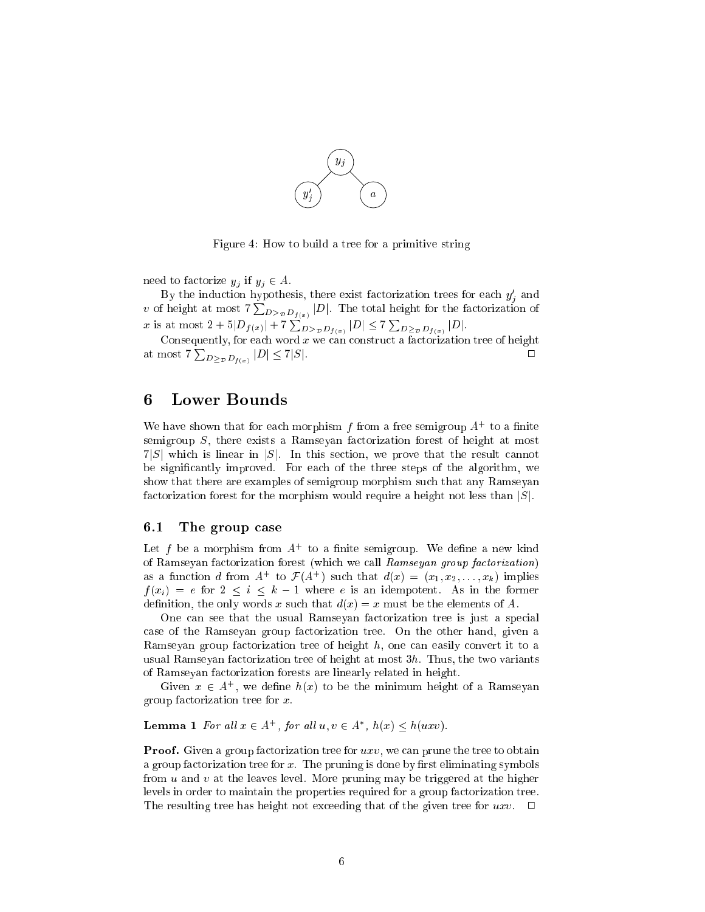Figure 4: How to build a tree for a primitive string

need to factorize $y_j$ if $y_j \in A$.

By the induction hypothesis, there exist factorization trees for each $y'_j$ and $v$ of height at most $7 \sum_{D >_{\mathcal{D}} D_{f(x)}} |D|$. The total height for the factorization of $x$ is at most $2 + 5|D_{f(x)}| + 7 \sum_{D >_{\mathcal{D}} D_{f(x)}} |D| \leq 7 \sum_{D \geq_{\mathcal{D}} D_{f(x)}} |D|$.

Consequently, for each word $x$ we can construct a factorization tree of height at most $7 \sum_{D \geq_{\mathcal{D}} D_{f(x)}} |D| \leq 7|S|$. □

# 6 Lower Bounds

We have shown that for each morphism $f$ from a free semigroup $A^+$ to a finite semigroup $S$, there exists a Ramseyan factorization forest of height at most $7|S|$ which is linear in $|S|$. In this section, we prove that the result cannot be significantly improved. For each of the three steps of the algorithm, we show that there are examples of semigroup morphism such that any Ramseyan factorization forest for the morphism would require a height not less than $|S|$.

## 6.1 The group case

Let $f$ be a morphism from $A^+$ to a finite semigroup. We define a new kind of Ramseyan factorization forest (which we call *Ramseyan group factorization*) as a function $d$ from $A^+$ to $\mathcal{F}(A^+)$ such that $d(x) = (x_1, x_2, \ldots, x_k)$ implies $f(x_i) = e$ for $2 \leq i \leq k-1$ where $e$ is an idempotent. As in the former definition, the only words $x$ such that $d(x) = x$ must be the elements of $A$.

One can see that the usual Ramseyan factorization tree is just a special case of the Ramseyan group factorization tree. On the other hand, given a Ramseyan group factorization tree of height $h$, one can easily convert it to a usual Ramseyan factorization tree of height at most $3h$. Thus, the two variants of Ramseyan factorization forests are linearly related in height.

Given $x \in A^+$, we define $h(x)$ to be the minimum height of a Ramseyan group factorization tree for $x$.

**Lemma 1** *For all $x \in A^+$, for all $u, v \in A^*$, $h(x) \leq h(uxv)$.*

**Proof.** Given a group factorization tree for $uxv$, we can prune the tree to obtain a group factorization tree for $x$. The pruning is done by first eliminating symbols from $u$ and $v$ at the leaves level. More pruning may be triggered at the higher levels in order to maintain the properties required for a group factorization tree. The resulting tree has height not exceeding that of the given tree for $uxv$. □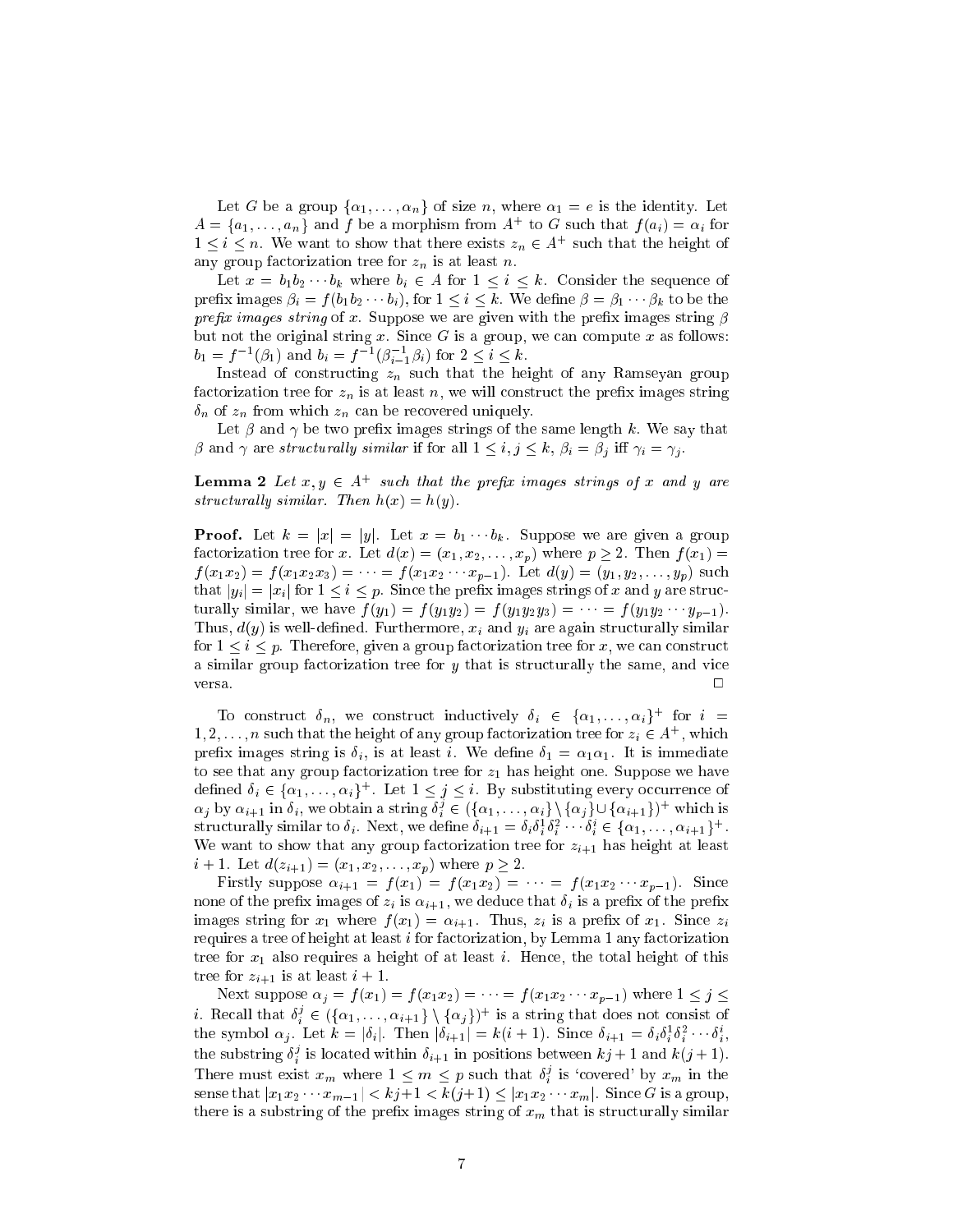Let $G$ be a group $\{\alpha_1, \ldots, \alpha_n\}$ of size $n$, where $\alpha_1 = e$ is the identity. Let $A = \{a_1, \ldots, a_n\}$ and $f$ be a morphism from $A^+$ to $G$ such that $f(a_i) = \alpha_i$ for $1 \leq i \leq n$. We want to show that there exists $z_n \in A^+$ such that the height of any group factorization tree for $z_n$ is at least $n$.

Let $x = b_1 b_2 \cdots b_k$ where $b_i \in A$ for $1 \leq i \leq k$. Consider the sequence of prefix images $\beta_i = f(b_1 b_2 \cdots b_i)$, for $1 \leq i \leq k$. We define $\beta = \beta_1 \cdots \beta_k$ to be the *prefix images string* of $x$. Suppose we are given with the prefix images string $\beta$ but not the original string $x$. Since $G$ is a group, we can compute $x$ as follows: $b_1 = f^{-1}(\beta_1)$ and $b_i = f^{-1}(\beta_{i-1}^{-1}\beta_i)$ for $2 \leq i \leq k$.

Instead of constructing $z_n$ such that the height of any Ramseyan group factorization tree for $z_n$ is at least $n$, we will construct the prefix images string $\delta_n$ of $z_n$ from which $z_n$ can be recovered uniquely.

Let $\beta$ and $\gamma$ be two prefix images strings of the same length $k$. We say that $\beta$ and $\gamma$ are *structurally similar* if for all $1 \leq i, j \leq k$, $\beta_i = \beta_j$ iff $\gamma_i = \gamma_j$.

**Lemma 2** *Let $x, y \in A^+$ such that the prefix images strings of $x$ and $y$ are structurally similar. Then $h(x) = h(y)$.*

**Proof.** Let $k = |x| = |y|$. Let $x = b_1 \cdots b_k$. Suppose we are given a group factorization tree for $x$. Let $d(x) = (x_1, x_2, \ldots, x_p)$ where $p \geq 2$. Then $f(x_1) = f(x_1 x_2) = f(x_1 x_2 x_3) = \cdots = f(x_1 x_2 \cdots x_{p-1})$. Let $d(y) = (y_1, y_2, \ldots, y_p)$ such that $|y_i| = |x_i|$ for $1 \leq i \leq p$. Since the prefix images strings of $x$ and $y$ are structurally similar, we have $f(y_1) = f(y_1 y_2) = f(y_1 y_2 y_3) = \cdots = f(y_1 y_2 \cdots y_{p-1})$. Thus, $d(y)$ is well-defined. Furthermore, $x_i$ and $y_i$ are again structurally similar for $1 \leq i \leq p$. Therefore, given a group factorization tree for $x$, we can construct a similar group factorization tree for $y$ that is structurally the same, and vice versa. $\square$

To construct $\delta_n$, we construct inductively $\delta_i \in \{\alpha_1, \ldots, \alpha_i\}^+$ for $i = 1, 2, \ldots, n$ such that the height of any group factorization tree for $z_i \in A^+$, which prefix images string is $\delta_i$, is at least $i$. We define $\delta_1 = \alpha_1 \alpha_1$. It is immediate to see that any group factorization tree for $z_1$ has height one. Suppose we have defined $\delta_i \in \{\alpha_1, \ldots, \alpha_i\}^+$. Let $1 \leq j \leq i$. By substituting every occurrence of $\alpha_j$ by $\alpha_{i+1}$ in $\delta_i$, we obtain a string $\delta_i^j \in (\{\alpha_1, \ldots, \alpha_i\} \setminus \{\alpha_j\} \cup \{\alpha_{i+1}\})^+$ which is structurally similar to $\delta_i$. Next, we define $\delta_{i+1} = \delta_i \delta_i^1 \delta_i^2 \cdots \delta_i^i \in \{\alpha_1, \ldots, \alpha_{i+1}\}^+$. We want to show that any group factorization tree for $z_{i+1}$ has height at least $i+1$. Let $d(z_{i+1}) = (x_1, x_2, \ldots, x_p)$ where $p \geq 2$.

Firstly suppose $\alpha_{i+1} = f(x_1) = f(x_1 x_2) = \cdots = f(x_1 x_2 \cdots x_{p-1})$. Since none of the prefix images of $z_i$ is $\alpha_{i+1}$, we deduce that $\delta_i$ is a prefix of the prefix images string for $x_1$ where $f(x_1) = \alpha_{i+1}$. Thus, $z_i$ is a prefix of $x_1$. Since $z_i$ requires a tree of height at least $i$ for factorization, by Lemma 1 any factorization tree for $x_1$ also requires a height of at least $i$. Hence, the total height of this tree for $z_{i+1}$ is at least $i+1$.

Next suppose $\alpha_j = f(x_1) = f(x_1 x_2) = \cdots = f(x_1 x_2 \cdots x_{p-1})$ where $1 \leq j \leq i$. Recall that $\delta_i^j \in (\{\alpha_1, \ldots, \alpha_{i+1}\} \setminus \{\alpha_j\})^+$ is a string that does not consist of the symbol $\alpha_j$. Let $k = |\delta_i|$. Then $|\delta_{i+1}| = k(i+1)$. Since $\delta_{i+1} = \delta_i \delta_i^1 \delta_i^2 \cdots \delta_i^i$, the substring $\delta_i^j$ is located within $\delta_{i+1}$ in positions between $kj+1$ and $k(j+1)$. There must exist $x_m$ where $1 \leq m \leq p$ such that $\delta_i^j$ is 'covered' by $x_m$ in the sense that $|x_1 x_2 \cdots x_{m-1}| < kj+1 < k(j+1) \leq |x_1 x_2 \cdots x_m|$. Since $G$ is a group, there is a substring of the prefix images string of $x_m$ that is structurally similar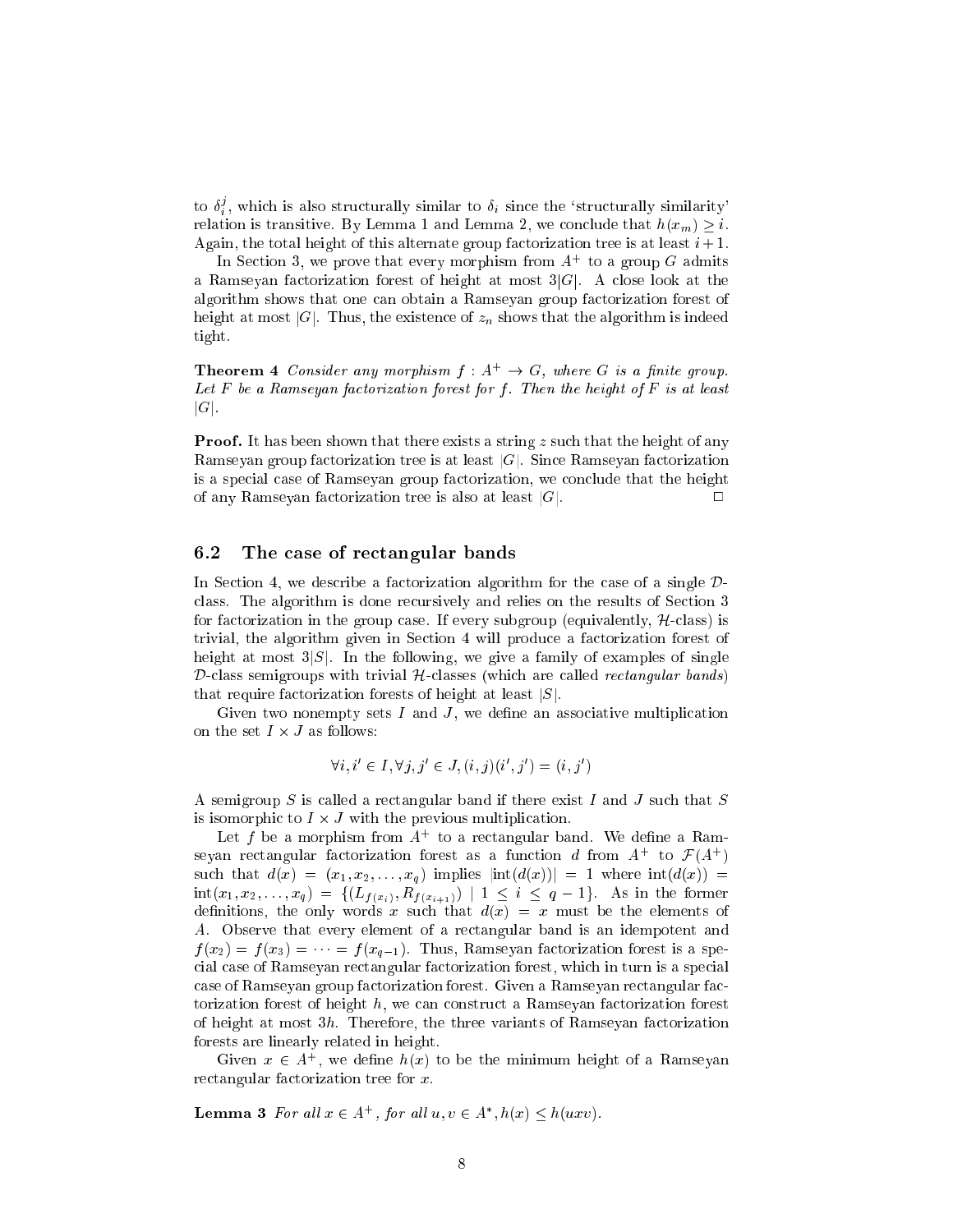to $\delta_i^j$, which is also structurally similar to $\delta_i$ since the 'structurally similarity' relation is transitive. By Lemma 1 and Lemma 2, we conclude that $h(x_m) \geq i$. Again, the total height of this alternate group factorization tree is at least $i+1$.

In Section 3, we prove that every morphism from $A^+$ to a group $G$ admits a Ramseyan factorization forest of height at most $3|G|$. A close look at the algorithm shows that one can obtain a Ramseyan group factorization forest of height at most $|G|$. Thus, the existence of $z_n$ shows that the algorithm is indeed tight.

**Theorem 4** *Consider any morphism $f : A^+ \to G$, where $G$ is a finite group. Let $F$ be a Ramseyan factorization forest for $f$. Then the height of $F$ is at least $|G|$.*

**Proof.** It has been shown that there exists a string $z$ such that the height of any Ramseyan group factorization tree is at least $|G|$. Since Ramseyan factorization is a special case of Ramseyan group factorization, we conclude that the height of any Ramseyan factorization tree is also at least $|G|$. □

## 6.2 The case of rectangular bands

In Section 4, we describe a factorization algorithm for the case of a single $\mathcal{D}$-class. The algorithm is done recursively and relies on the results of Section 3 for factorization in the group case. If every subgroup (equivalently, $\mathcal{H}$-class) is trivial, the algorithm given in Section 4 will produce a factorization forest of height at most $3|S|$. In the following, we give a family of examples of single $\mathcal{D}$-class semigroups with trivial $\mathcal{H}$-classes (which are called *rectangular bands*) that require factorization forests of height at least $|S|$.

Given two nonempty sets $I$ and $J$, we define an associative multiplication on the set $I \times J$ as follows:

$$\forall i, i' \in I, \forall j, j' \in J, (i, j)(i', j') = (i, j')$$

A semigroup $S$ is called a rectangular band if there exist $I$ and $J$ such that $S$ is isomorphic to $I \times J$ with the previous multiplication.

Let $f$ be a morphism from $A^+$ to a rectangular band. We define a Ramseyan rectangular factorization forest as a function $d$ from $A^+$ to $\mathcal{F}(A^+)$ such that $d(x) = (x_1, x_2, \ldots, x_q)$ implies $|\text{int}(d(x))| = 1$ where $\text{int}(d(x)) = \text{int}(x_1, x_2, \ldots, x_q) = \{(L_{f(x_i)}, R_{f(x_{i+1})}) \mid 1 \leq i \leq q-1\}$. As in the former definitions, the only words $x$ such that $d(x) = x$ must be the elements of $A$. Observe that every element of a rectangular band is an idempotent and $f(x_2) = f(x_3) = \cdots = f(x_{q-1})$. Thus, Ramseyan factorization forest is a special case of Ramseyan rectangular factorization forest, which in turn is a special case of Ramseyan group factorization forest. Given a Ramseyan rectangular factorization forest of height $h$, we can construct a Ramseyan factorization forest of height at most $3h$. Therefore, the three variants of Ramseyan factorization forests are linearly related in height.

Given $x \in A^+$, we define $h(x)$ to be the minimum height of a Ramseyan rectangular factorization tree for $x$.

**Lemma 3** *For all $x \in A^+$, for all $u, v \in A^*, h(x) \leq h(uxv)$.*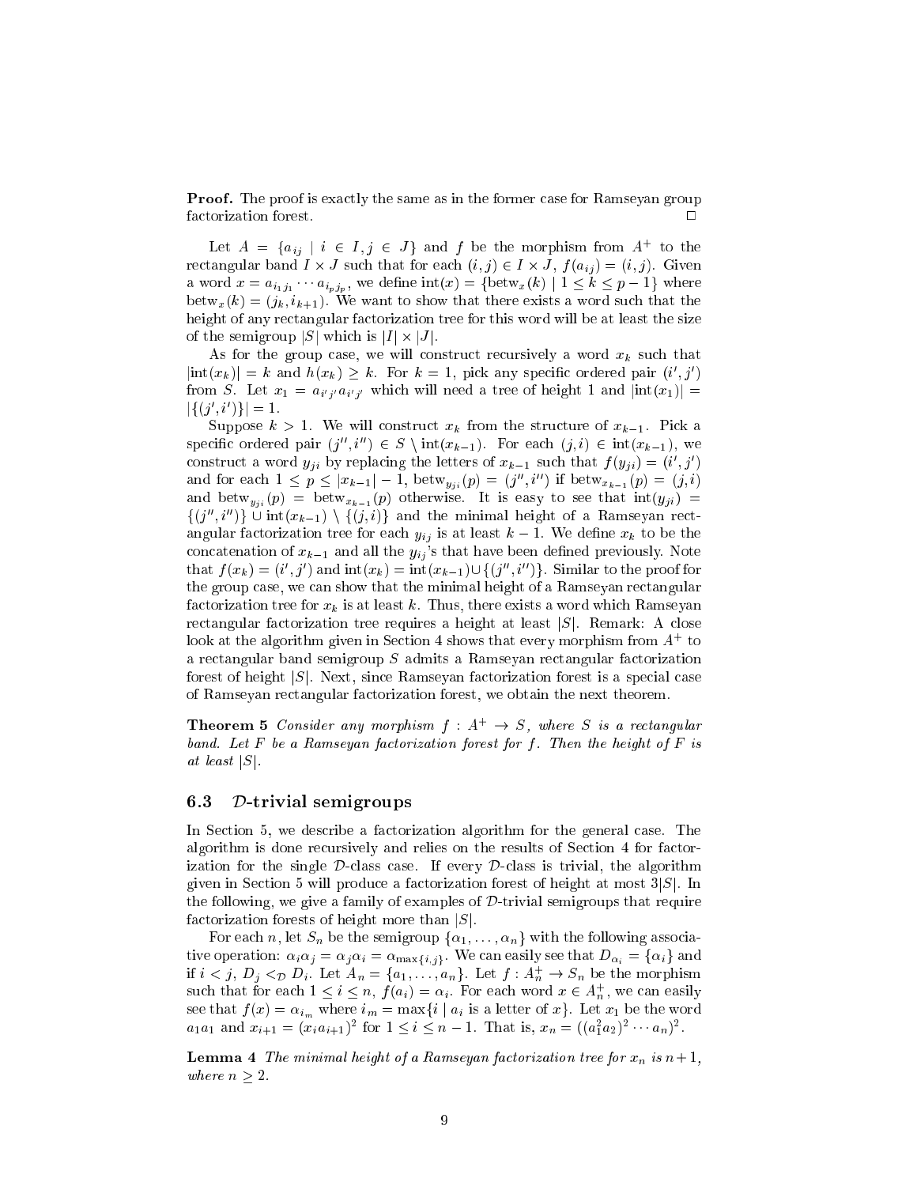**Proof.** The proof is exactly the same as in the former case for Ramseyan group factorization forest. $\square$

Let $A = \{a_{ij} \mid i \in I, j \in J\}$ and $f$ be the morphism from $A^+$ to the rectangular band $I \times J$ such that for each $(i,j) \in I \times J$, $f(a_{ij}) = (i,j)$. Given a word $x = a_{i_1 j_1} \cdots a_{i_p j_p}$, we define $\text{int}(x) = \{\text{betw}_x(k) \mid 1 \leq k \leq p-1\}$ where $\text{betw}_x(k) = (j_k, i_{k+1})$. We want to show that there exists a word such that the height of any rectangular factorization tree for this word will be at least the size of the semigroup $|S|$ which is $|I| \times |J|$.

As for the group case, we will construct recursively a word $x_k$ such that $|\text{int}(x_k)| = k$ and $h(x_k) \geq k$. For $k = 1$, pick any specific ordered pair $(i', j')$ from $S$. Let $x_1 = a_{i'j'}a_{i'j'}$ which will need a tree of height 1 and $|\text{int}(x_1)| = |\{(j', i')\}| = 1$.

Suppose $k > 1$. We will construct $x_k$ from the structure of $x_{k-1}$. Pick a specific ordered pair $(j'', i'') \in S \setminus \text{int}(x_{k-1})$. For each $(j, i) \in \text{int}(x_{k-1})$, we construct a word $y_{ji}$ by replacing the letters of $x_{k-1}$ such that $f(y_{ji}) = (i', j')$ and for each $1 \leq p \leq |x_{k-1}| - 1$, $\text{betw}_{y_{ji}}(p) = (j'', i'')$ if $\text{betw}_{x_{k-1}}(p) = (j, i)$ and $\text{betw}_{y_{ji}}(p) = \text{betw}_{x_{k-1}}(p)$ otherwise. It is easy to see that $\text{int}(y_{ji}) = \{(j'', i'')\} \cup \text{int}(x_{k-1}) \setminus \{(j, i)\}$ and the minimal height of a Ramseyan rectangular factorization tree for each $y_{ij}$ is at least $k - 1$. We define $x_k$ to be the concatenation of $x_{k-1}$ and all the $y_{ij}$'s that have been defined previously. Note that $f(x_k) = (i', j')$ and $\text{int}(x_k) = \text{int}(x_{k-1}) \cup \{(j'', i'')\}$. Similar to the proof for the group case, we can show that the minimal height of a Ramseyan rectangular factorization tree for $x_k$ is at least $k$. Thus, there exists a word which Ramseyan rectangular factorization tree requires a height at least $|S|$. Remark: A close look at the algorithm given in Section 4 shows that every morphism from $A^+$ to a rectangular band semigroup $S$ admits a Ramseyan rectangular factorization forest of height $|S|$. Next, since Ramseyan factorization forest is a special case of Ramseyan rectangular factorization forest, we obtain the next theorem.

**Theorem 5** *Consider any morphism $f : A^+ \to S$, where $S$ is a rectangular band. Let $F$ be a Ramseyan factorization forest for $f$. Then the height of $F$ is at least $|S|$.*

### 6.3 $\mathcal{D}$-trivial semigroups

In Section 5, we describe a factorization algorithm for the general case. The algorithm is done recursively and relies on the results of Section 4 for factorization for the single $\mathcal{D}$-class case. If every $\mathcal{D}$-class is trivial, the algorithm given in Section 5 will produce a factorization forest of height at most $3|S|$. In the following, we give a family of examples of $\mathcal{D}$-trivial semigroups that require factorization forests of height more than $|S|$.

For each $n$, let $S_n$ be the semigroup $\{\alpha_1, \ldots, \alpha_n\}$ with the following associative operation: $\alpha_i \alpha_j = \alpha_j \alpha_i = \alpha_{\max\{i,j\}}$. We can easily see that $D_{\alpha_i} = \{\alpha_i\}$ and if $i < j$, $D_j <_{\mathcal{D}} D_i$. Let $A_n = \{a_1, \ldots, a_n\}$. Let $f : A_n^+ \to S_n$ be the morphism such that for each $1 \leq i \leq n$, $f(a_i) = \alpha_i$. For each word $x \in A_n^+$, we can easily see that $f(x) = \alpha_{i_m}$ where $i_m = \max\{i \mid a_i \text{ is a letter of } x\}$. Let $x_1$ be the word $a_1 a_1$ and $x_{i+1} = (x_i a_{i+1})^2$ for $1 \leq i \leq n-1$. That is, $x_n = ((a_1^2 a_2)^2 \cdots a_n)^2$.

**Lemma 4** *The minimal height of a Ramseyan factorization tree for $x_n$ is $n+1$, where $n \geq 2$.*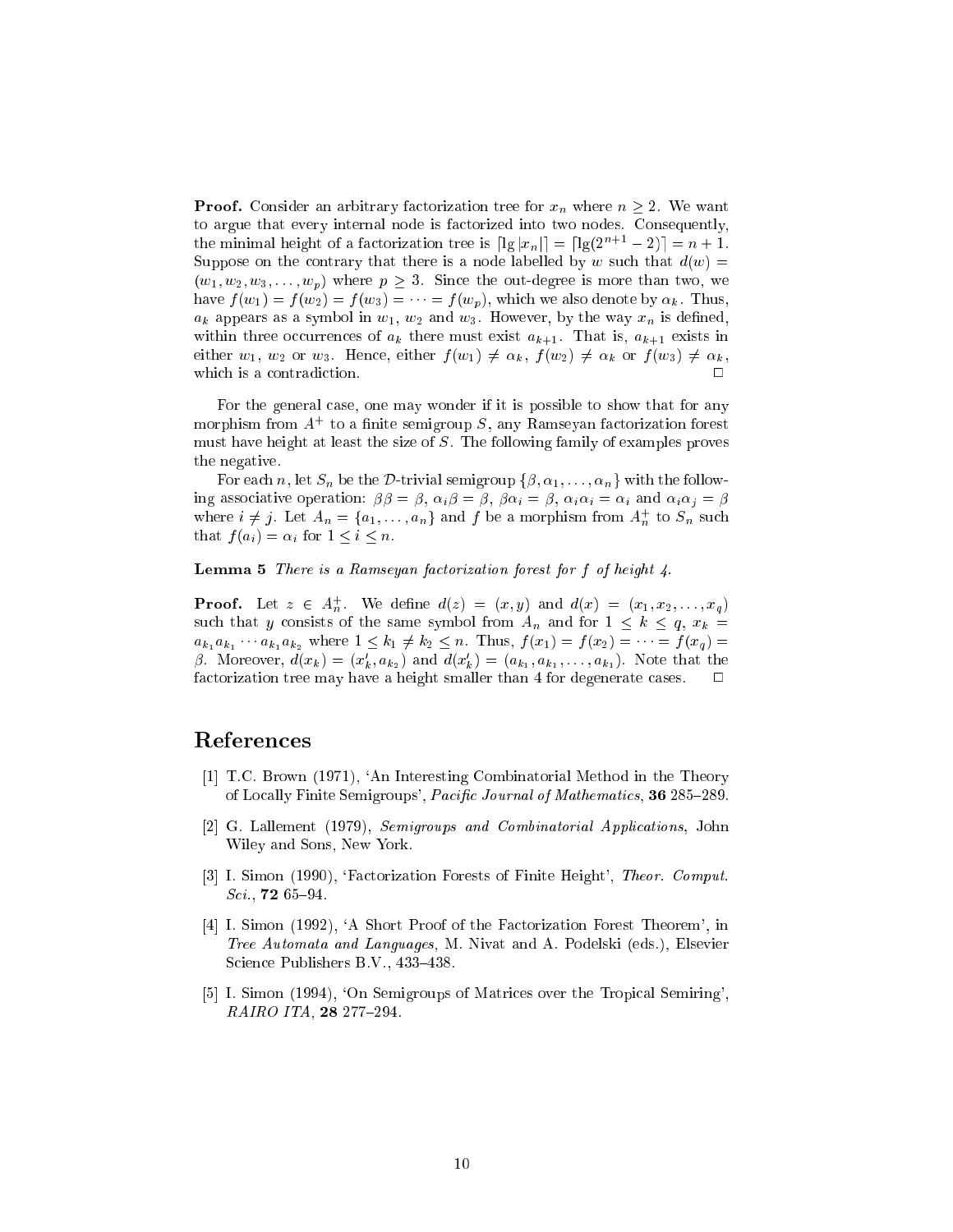**Proof.** Consider an arbitrary factorization tree for $x_n$ where $n \geq 2$. We want to argue that every internal node is factorized into two nodes. Consequently, the minimal height of a factorization tree is $\lceil \lg |x_n| \rceil = \lceil \lg(2^{n+1} - 2) \rceil = n + 1$. Suppose on the contrary that there is a node labelled by $w$ such that $d(w) = (w_1, w_2, w_3, \ldots, w_p)$ where $p \geq 3$. Since the out-degree is more than two, we have $f(w_1) = f(w_2) = f(w_3) = \cdots = f(w_p)$, which we also denote by $\alpha_k$. Thus, $a_k$ appears as a symbol in $w_1$, $w_2$ and $w_3$. However, by the way $x_n$ is defined, within three occurrences of $a_k$ there must exist $a_{k+1}$. That is, $a_{k+1}$ exists in either $w_1$, $w_2$ or $w_3$. Hence, either $f(w_1) \neq \alpha_k$, $f(w_2) \neq \alpha_k$ or $f(w_3) \neq \alpha_k$, which is a contradiction. □

For the general case, one may wonder if it is possible to show that for any morphism from $A^+$ to a finite semigroup $S$, any Ramseyan factorization forest must have height at least the size of $S$. The following family of examples proves the negative.

For each $n$, let $S_n$ be the $\mathcal{D}$-trivial semigroup $\{\beta, \alpha_1, \ldots, \alpha_n\}$ with the following associative operation: $\beta\beta = \beta$, $\alpha_i\beta = \beta$, $\beta\alpha_i = \beta$, $\alpha_i\alpha_i = \alpha_i$ and $\alpha_i\alpha_j = \beta$ where $i \neq j$. Let $A_n = \{a_1, \ldots, a_n\}$ and $f$ be a morphism from $A_n^+$ to $S_n$ such that $f(a_i) = \alpha_i$ for $1 \leq i \leq n$.

**Lemma 5** *There is a Ramseyan factorization forest for $f$ of height 4.*

**Proof.** Let $z \in A_n^+$. We define $d(z) = (x, y)$ and $d(x) = (x_1, x_2, \ldots, x_q)$ such that $y$ consists of the same symbol from $A_n$ and for $1 \leq k \leq q$, $x_k = a_{k_1}a_{k_1} \cdots a_{k_1}a_{k_2}$ where $1 \leq k_1 \neq k_2 \leq n$. Thus, $f(x_1) = f(x_2) = \cdots = f(x_q) = \beta$. Moreover, $d(x_k) = (x'_k, a_{k_2})$ and $d(x'_k) = (a_{k_1}, a_{k_1}, \ldots, a_{k_1})$. Note that the factorization tree may have a height smaller than 4 for degenerate cases. □

# References

[1] T.C. Brown (1971), 'An Interesting Combinatorial Method in the Theory of Locally Finite Semigroups', *Pacific Journal of Mathematics*, **36** 285–289.

[2] G. Lallement (1979), *Semigroups and Combinatorial Applications*, John Wiley and Sons, New York.

[3] I. Simon (1990), 'Factorization Forests of Finite Height', *Theor. Comput. Sci.*, **72** 65–94.

[4] I. Simon (1992), 'A Short Proof of the Factorization Forest Theorem', in *Tree Automata and Languages*, M. Nivat and A. Podelski (eds.), Elsevier Science Publishers B.V., 433–438.

[5] I. Simon (1994), 'On Semigroups of Matrices over the Tropical Semiring', *RAIRO ITA*, **28** 277–294.